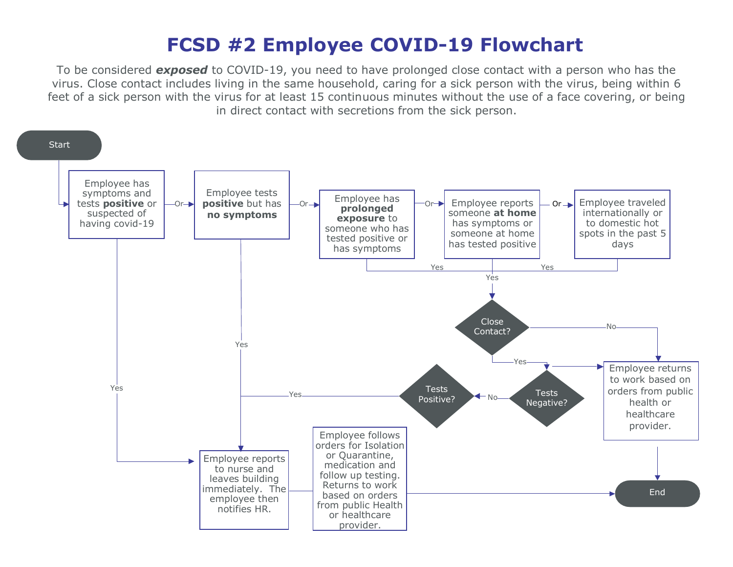# FCSD #2 Employee COVID-19 Flowchart

To be considered ***exposed*** to COVID-19, you need to have prolonged close contact with a person who has the virus. Close contact includes living in the same household, caring for a sick person with the virus, being within 6 feet of a sick person with the virus for at least 15 continuous minutes without the use of a face covering, or being in direct contact with secretions from the sick person.

Start

Employee has symptoms and tests **positive** or suspected of having covid-19

Or

Employee tests **positive** but has **no symptoms**

Or

Employee has **prolonged exposure** to someone who has tested positive or has symptoms

Or

Employee reports someone **at home** has symptoms or someone at home has tested positive

Or

Employee traveled internationally or to domestic hot spots in the past 5 days

Yes

Yes

Yes

Close Contact?

No

Yes

Employee returns to work based on orders from public health or healthcare provider.

Tests Negative?

No

Tests Positive?

Yes

Yes

Yes

Employee reports to nurse and leaves building immediately. The employee then notifies HR.

Employee follows orders for Isolation or Quarantine, medication and follow up testing. Returns to work based on orders from public Health or healthcare provider.

End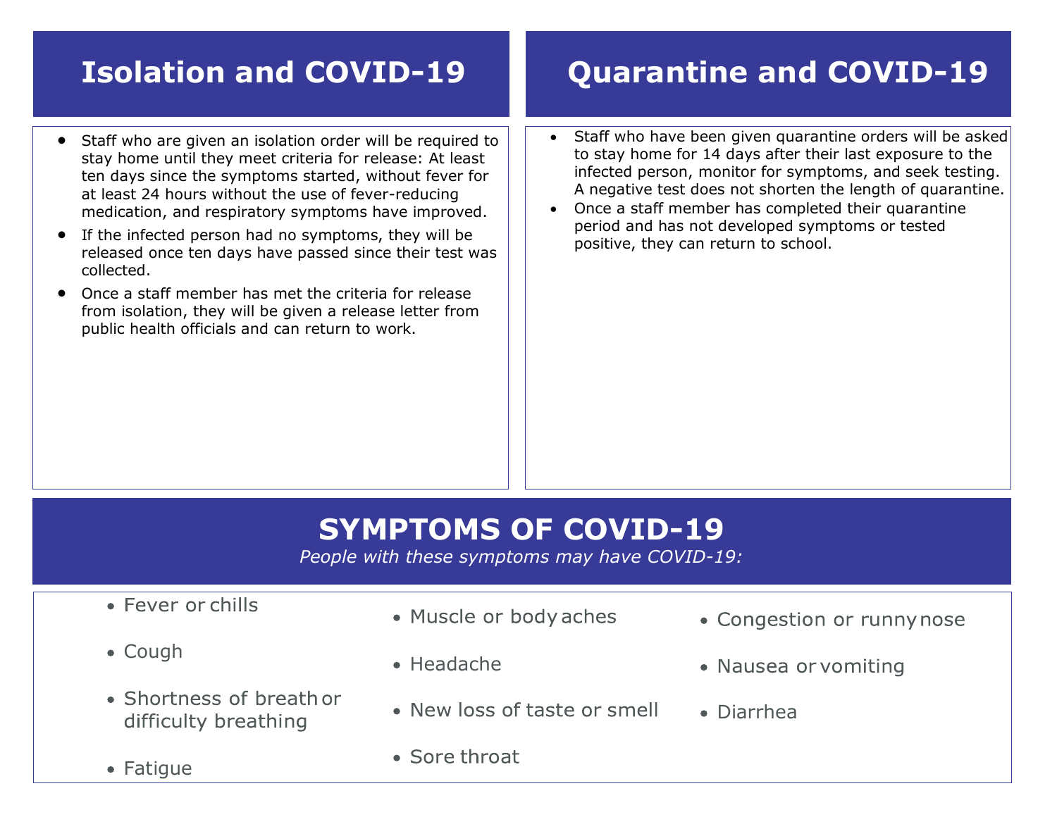## Isolation and COVID-19

- Staff who are given an isolation order will be required to stay home until they meet criteria for release: At least ten days since the symptoms started, without fever for at least 24 hours without the use of fever-reducing medication, and respiratory symptoms have improved.
- If the infected person had no symptoms, they will be released once ten days have passed since their test was collected.
- Once a staff member has met the criteria for release from isolation, they will be given a release letter from public health officials and can return to work.

## Quarantine and COVID-19

- Staff who have been given quarantine orders will be asked to stay home for 14 days after their last exposure to the infected person, monitor for symptoms, and seek testing. A negative test does not shorten the length of quarantine.
- Once a staff member has completed their quarantine period and has not developed symptoms or tested positive, they can return to school.

## SYMPTOMS OF COVID-19

*People with these symptoms may have COVID-19:*

- Fever or chills
- Cough
- Shortness of breath or difficulty breathing
- Fatigue
- Muscle or body aches
- Headache
- New loss of taste or smell
- Sore throat
- Congestion or runny nose
- Nausea or vomiting
- Diarrhea